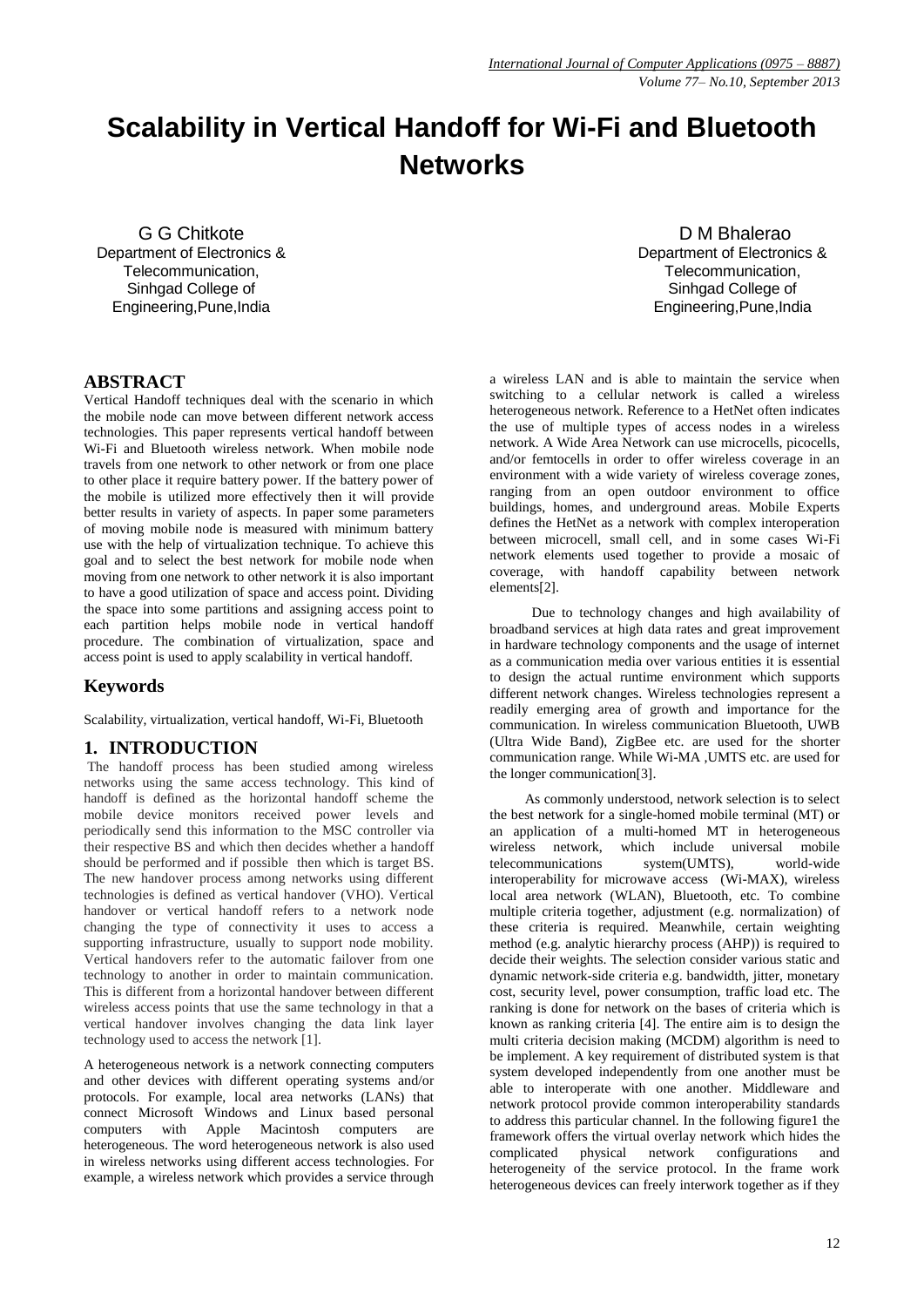# Scalability in Vertical Handoff for Wi-Fi and Bluetooth Networks

G G Chitkote
Department of Electronics & Telecommunication,
Sinhgad College of Engineering,Pune,India

D M Bhalerao
Department of Electronics & Telecommunication,
Sinhgad College of Engineering,Pune,India

## ABSTRACT

Vertical Handoff techniques deal with the scenario in which the mobile node can move between different network access technologies. This paper represents vertical handoff between Wi-Fi and Bluetooth wireless network. When mobile node travels from one network to other network or from one place to other place it require battery power. If the battery power of the mobile is utilized more effectively then it will provide better results in variety of aspects. In paper some parameters of moving mobile node is measured with minimum battery use with the help of virtualization technique. To achieve this goal and to select the best network for mobile node when moving from one network to other network it is also important to have a good utilization of space and access point. Dividing the space into some partitions and assigning access point to each partition helps mobile node in vertical handoff procedure. The combination of virtualization, space and access point is used to apply scalability in vertical handoff.

## Keywords

Scalability, virtualization, vertical handoff, Wi-Fi, Bluetooth

## 1. INTRODUCTION

The handoff process has been studied among wireless networks using the same access technology. This kind of handoff is defined as the horizontal handoff scheme the mobile device monitors received power levels and periodically send this information to the MSC controller via their respective BS and which then decides whether a handoff should be performed and if possible then which is target BS. The new handover process among networks using different technologies is defined as vertical handover (VHO). Vertical handover or vertical handoff refers to a network node changing the type of connectivity it uses to access a supporting infrastructure, usually to support node mobility. Vertical handovers refer to the automatic failover from one technology to another in order to maintain communication. This is different from a horizontal handover between different wireless access points that use the same technology in that a vertical handover involves changing the data link layer technology used to access the network [1].

A heterogeneous network is a network connecting computers and other devices with different operating systems and/or protocols. For example, local area networks (LANs) that connect Microsoft Windows and Linux based personal computers with Apple Macintosh computers are heterogeneous. The word heterogeneous network is also used in wireless networks using different access technologies. For example, a wireless network which provides a service through a wireless LAN and is able to maintain the service when switching to a cellular network is called a wireless heterogeneous network. Reference to a HetNet often indicates the use of multiple types of access nodes in a wireless network. A Wide Area Network can use microcells, picocells, and/or femtocells in order to offer wireless coverage in an environment with a wide variety of wireless coverage zones, ranging from an open outdoor environment to office buildings, homes, and underground areas. Mobile Experts defines the HetNet as a network with complex interoperation between microcell, small cell, and in some cases Wi-Fi network elements used together to provide a mosaic of coverage, with handoff capability between network elements[2].

Due to technology changes and high availability of broadband services at high data rates and great improvement in hardware technology components and the usage of internet as a communication media over various entities it is essential to design the actual runtime environment which supports different network changes. Wireless technologies represent a readily emerging area of growth and importance for the communication. In wireless communication Bluetooth, UWB (Ultra Wide Band), ZigBee etc. are used for the shorter communication range. While Wi-MA ,UMTS etc. are used for the longer communication[3].

As commonly understood, network selection is to select the best network for a single-homed mobile terminal (MT) or an application of a multi-homed MT in heterogeneous wireless network, which include universal mobile telecommunications system(UMTS), world-wide interoperability for microwave access (Wi-MAX), wireless local area network (WLAN), Bluetooth, etc. To combine multiple criteria together, adjustment (e.g. normalization) of these criteria is required. Meanwhile, certain weighting method (e.g. analytic hierarchy process (AHP)) is required to decide their weights. The selection consider various static and dynamic network-side criteria e.g. bandwidth, jitter, monetary cost, security level, power consumption, traffic load etc. The ranking is done for network on the bases of criteria which is known as ranking criteria [4]. The entire aim is to design the multi criteria decision making (MCDM) algorithm is need to be implement. A key requirement of distributed system is that system developed independently from one another must be able to interoperate with one another. Middleware and network protocol provide common interoperability standards to address this particular channel. In the following figure1 the framework offers the virtual overlay network which hides the complicated physical network configurations and heterogeneity of the service protocol. In the frame work heterogeneous devices can freely interwork together as if they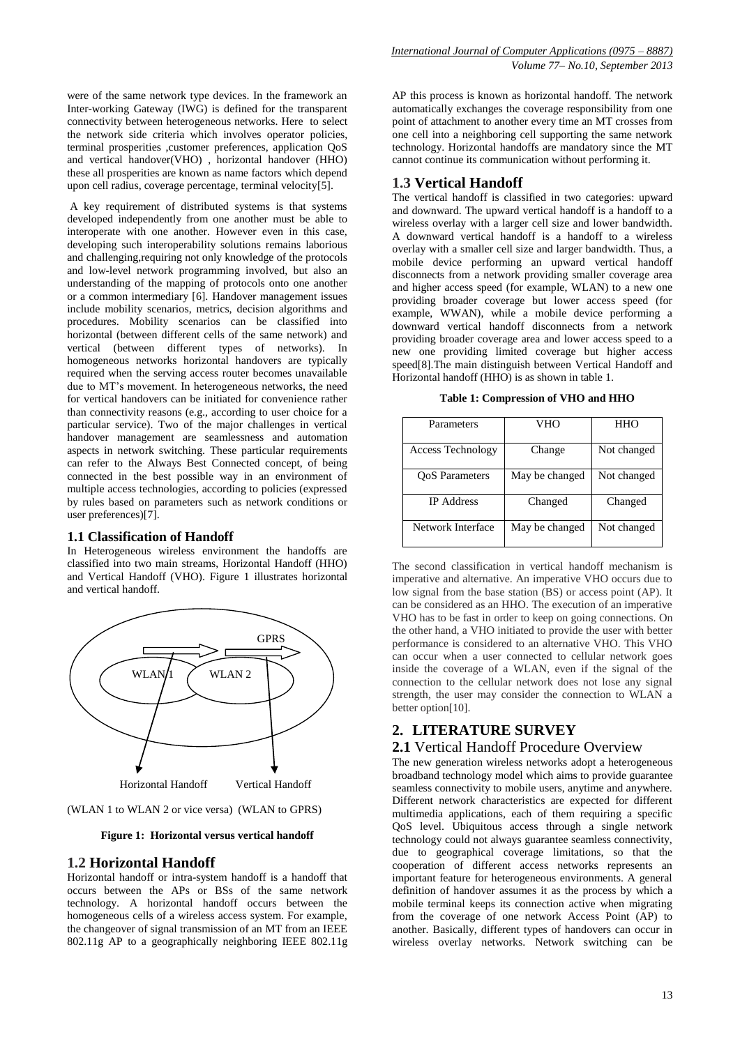were of the same network type devices. In the framework an Inter-working Gateway (IWG) is defined for the transparent connectivity between heterogeneous networks. Here to select the network side criteria which involves operator policies, terminal prosperities ,customer preferences, application QoS and vertical handover(VHO) , horizontal handover (HHO) these all prosperities are known as name factors which depend upon cell radius, coverage percentage, terminal velocity[5].

A key requirement of distributed systems is that systems developed independently from one another must be able to interoperate with one another. However even in this case, developing such interoperability solutions remains laborious and challenging,requiring not only knowledge of the protocols and low-level network programming involved, but also an understanding of the mapping of protocols onto one another or a common intermediary [6]. Handover management issues include mobility scenarios, metrics, decision algorithms and procedures. Mobility scenarios can be classified into horizontal (between different cells of the same network) and vertical (between different types of networks). In homogeneous networks horizontal handovers are typically required when the serving access router becomes unavailable due to MT's movement. In heterogeneous networks, the need for vertical handovers can be initiated for convenience rather than connectivity reasons (e.g., according to user choice for a particular service). Two of the major challenges in vertical handover management are seamlessness and automation aspects in network switching. These particular requirements can refer to the Always Best Connected concept, of being connected in the best possible way in an environment of multiple access technologies, according to policies (expressed by rules based on parameters such as network conditions or user preferences)[7].

### 1.1 Classification of Handoff

In Heterogeneous wireless environment the handoffs are classified into two main streams, Horizontal Handoff (HHO) and Vertical Handoff (VHO). Figure 1 illustrates horizontal and vertical handoff.

GPRS

WLAN 1 WLAN 2

Horizontal Handoff Vertical Handoff

(WLAN 1 to WLAN 2 or vice versa) (WLAN to GPRS)

**Figure 1: Horizontal versus vertical handoff**

## 1.2 Horizontal Handoff

Horizontal handoff or intra-system handoff is a handoff that occurs between the APs or BSs of the same network technology. A horizontal handoff occurs between the homogeneous cells of a wireless access system. For example, the changeover of signal transmission of an MT from an IEEE 802.11g AP to a geographically neighboring IEEE 802.11g AP this process is known as horizontal handoff. The network automatically exchanges the coverage responsibility from one point of attachment to another every time an MT crosses from one cell into a neighboring cell supporting the same network technology. Horizontal handoffs are mandatory since the MT cannot continue its communication without performing it.

## 1.3 Vertical Handoff

The vertical handoff is classified in two categories: upward and downward. The upward vertical handoff is a handoff to a wireless overlay with a larger cell size and lower bandwidth. A downward vertical handoff is a handoff to a wireless overlay with a smaller cell size and larger bandwidth. Thus, a mobile device performing an upward vertical handoff disconnects from a network providing smaller coverage area and higher access speed (for example, WLAN) to a new one providing broader coverage but lower access speed (for example, WWAN), while a mobile device performing a downward vertical handoff disconnects from a network providing broader coverage area and lower access speed to a new one providing limited coverage but higher access speed[8].The main distinguish between Vertical Handoff and Horizontal handoff (HHO) is as shown in table 1.

**Table 1: Compression of VHO and HHO**

| Parameters | VHO | HHO |
|---|---|---|
| Access Technology | Change | Not changed |
| QoS Parameters | May be changed | Not changed |
| IP Address | Changed | Changed |
| Network Interface | May be changed | Not changed |

The second classification in vertical handoff mechanism is imperative and alternative. An imperative VHO occurs due to low signal from the base station (BS) or access point (AP). It can be considered as an HHO. The execution of an imperative VHO has to be fast in order to keep on going connections. On the other hand, a VHO initiated to provide the user with better performance is considered to an alternative VHO. This VHO can occur when a user connected to cellular network goes inside the coverage of a WLAN, even if the signal of the connection to the cellular network does not lose any signal strength, the user may consider the connection to WLAN a better option[10].

# 2. LITERATURE SURVEY

## 2.1 Vertical Handoff Procedure Overview

The new generation wireless networks adopt a heterogeneous broadband technology model which aims to provide guarantee seamless connectivity to mobile users, anytime and anywhere. Different network characteristics are expected for different multimedia applications, each of them requiring a specific QoS level. Ubiquitous access through a single network technology could not always guarantee seamless connectivity, due to geographical coverage limitations, so that the cooperation of different access networks represents an important feature for heterogeneous environments. A general definition of handover assumes it as the process by which a mobile terminal keeps its connection active when migrating from the coverage of one network Access Point (AP) to another. Basically, different types of handovers can occur in wireless overlay networks. Network switching can be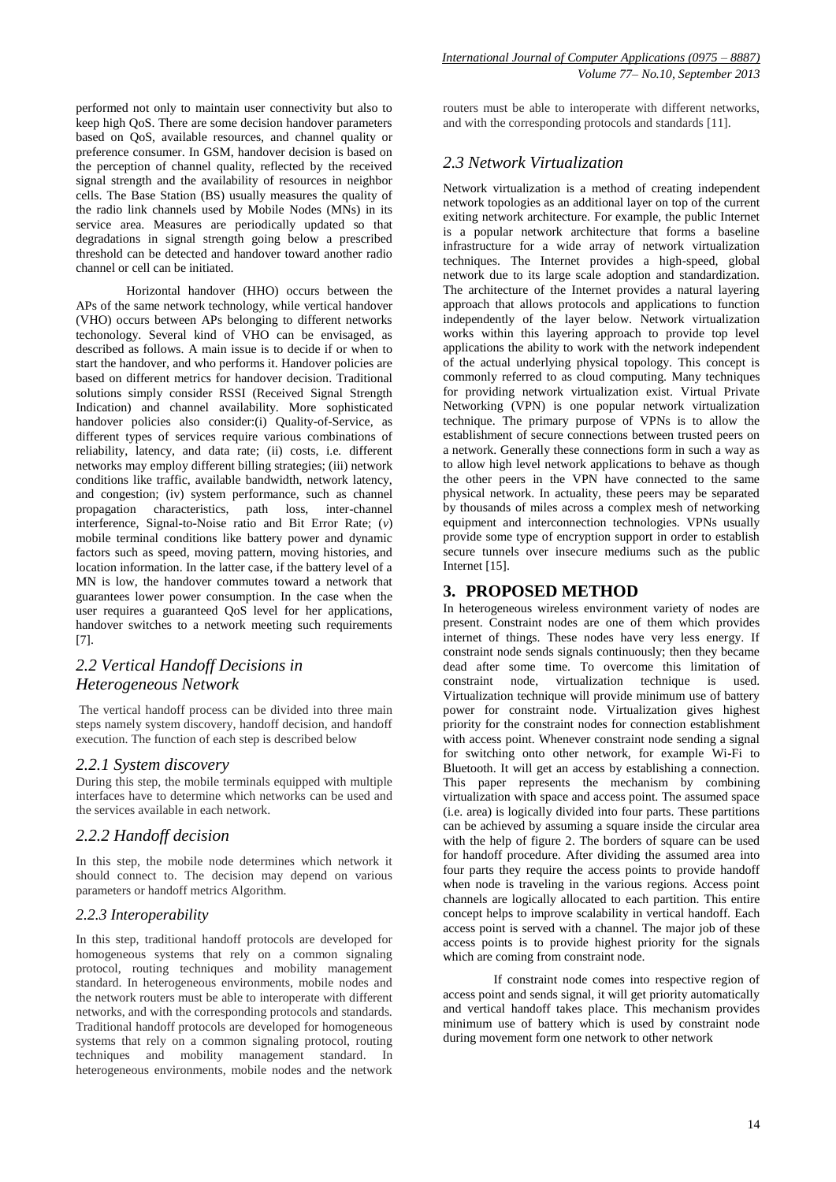performed not only to maintain user connectivity but also to keep high QoS. There are some decision handover parameters based on QoS, available resources, and channel quality or preference consumer. In GSM, handover decision is based on the perception of channel quality, reflected by the received signal strength and the availability of resources in neighbor cells. The Base Station (BS) usually measures the quality of the radio link channels used by Mobile Nodes (MNs) in its service area. Measures are periodically updated so that degradations in signal strength going below a prescribed threshold can be detected and handover toward another radio channel or cell can be initiated.

Horizontal handover (HHO) occurs between the APs of the same network technology, while vertical handover (VHO) occurs between APs belonging to different networks techonology. Several kind of VHO can be envisaged, as described as follows. A main issue is to decide if or when to start the handover, and who performs it. Handover policies are based on different metrics for handover decision. Traditional solutions simply consider RSSI (Received Signal Strength Indication) and channel availability. More sophisticated handover policies also consider:(i) Quality-of-Service, as different types of services require various combinations of reliability, latency, and data rate; (ii) costs, i.e. different networks may employ different billing strategies; (iii) network conditions like traffic, available bandwidth, network latency, and congestion; (iv) system performance, such as channel propagation characteristics, path loss, inter-channel interference, Signal-to-Noise ratio and Bit Error Rate; (*v*) mobile terminal conditions like battery power and dynamic factors such as speed, moving pattern, moving histories, and location information. In the latter case, if the battery level of a MN is low, the handover commutes toward a network that guarantees lower power consumption. In the case when the user requires a guaranteed QoS level for her applications, handover switches to a network meeting such requirements [7].

### *2.2 Vertical Handoff Decisions in Heterogeneous Network*

The vertical handoff process can be divided into three main steps namely system discovery, handoff decision, and handoff execution. The function of each step is described below

#### *2.2.1 System discovery*

During this step, the mobile terminals equipped with multiple interfaces have to determine which networks can be used and the services available in each network.

#### *2.2.2 Handoff decision*

In this step, the mobile node determines which network it should connect to. The decision may depend on various parameters or handoff metrics Algorithm.

#### *2.2.3 Interoperability*

In this step, traditional handoff protocols are developed for homogeneous systems that rely on a common signaling protocol, routing techniques and mobility management standard. In heterogeneous environments, mobile nodes and the network routers must be able to interoperate with different networks, and with the corresponding protocols and standards. Traditional handoff protocols are developed for homogeneous systems that rely on a common signaling protocol, routing techniques and mobility management standard. In heterogeneous environments, mobile nodes and the network routers must be able to interoperate with different networks, and with the corresponding protocols and standards [11].

### *2.3 Network Virtualization*

Network virtualization is a method of creating independent network topologies as an additional layer on top of the current exiting network architecture. For example, the public Internet is a popular network architecture that forms a baseline infrastructure for a wide array of network virtualization techniques. The Internet provides a high-speed, global network due to its large scale adoption and standardization. The architecture of the Internet provides a natural layering approach that allows protocols and applications to function independently of the layer below. Network virtualization works within this layering approach to provide top level applications the ability to work with the network independent of the actual underlying physical topology. This concept is commonly referred to as cloud computing. Many techniques for providing network virtualization exist. Virtual Private Networking (VPN) is one popular network virtualization technique. The primary purpose of VPNs is to allow the establishment of secure connections between trusted peers on a network. Generally these connections form in such a way as to allow high level network applications to behave as though the other peers in the VPN have connected to the same physical network. In actuality, these peers may be separated by thousands of miles across a complex mesh of networking equipment and interconnection technologies. VPNs usually provide some type of encryption support in order to establish secure tunnels over insecure mediums such as the public Internet [15].

## 3. PROPOSED METHOD

In heterogeneous wireless environment variety of nodes are present. Constraint nodes are one of them which provides internet of things. These nodes have very less energy. If constraint node sends signals continuously; then they became dead after some time. To overcome this limitation of constraint node, virtualization technique is used. Virtualization technique will provide minimum use of battery power for constraint node. Virtualization gives highest priority for the constraint nodes for connection establishment with access point. Whenever constraint node sending a signal for switching onto other network, for example Wi-Fi to Bluetooth. It will get an access by establishing a connection. This paper represents the mechanism by combining virtualization with space and access point. The assumed space (i.e. area) is logically divided into four parts. These partitions can be achieved by assuming a square inside the circular area with the help of figure 2. The borders of square can be used for handoff procedure. After dividing the assumed area into four parts they require the access points to provide handoff when node is traveling in the various regions. Access point channels are logically allocated to each partition. This entire concept helps to improve scalability in vertical handoff. Each access point is served with a channel. The major job of these access points is to provide highest priority for the signals which are coming from constraint node.

If constraint node comes into respective region of access point and sends signal, it will get priority automatically and vertical handoff takes place. This mechanism provides minimum use of battery which is used by constraint node during movement form one network to other network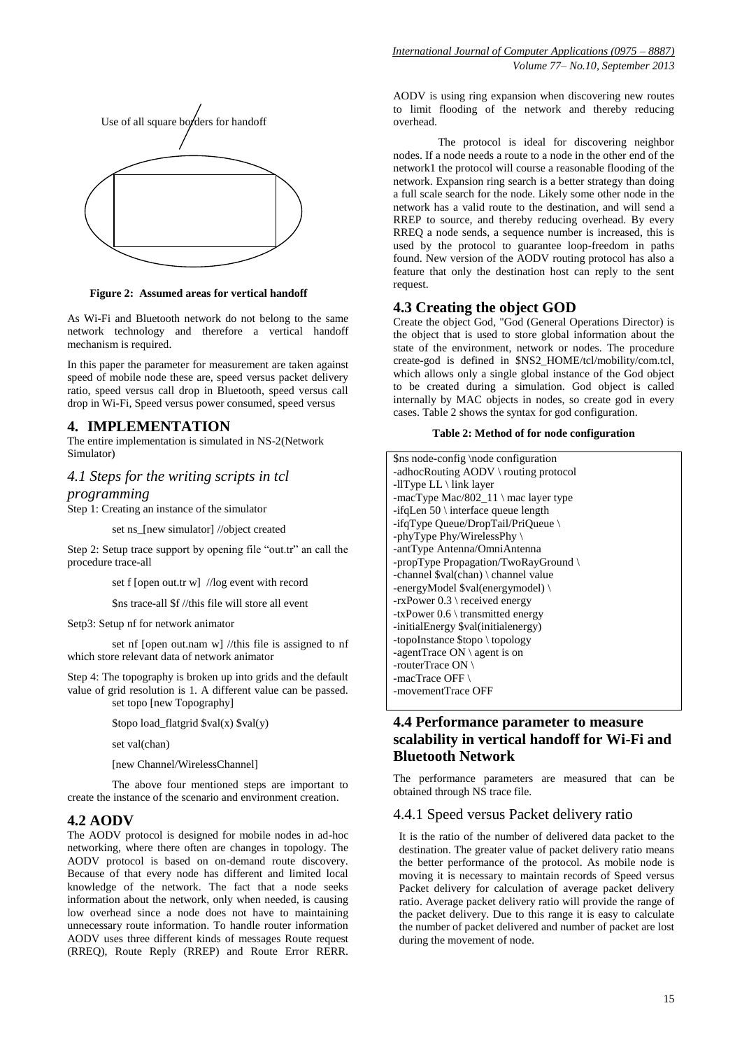Use of all square borders for handoff

**Figure 2: Assumed areas for vertical handoff**

As Wi-Fi and Bluetooth network do not belong to the same network technology and therefore a vertical handoff mechanism is required.

In this paper the parameter for measurement are taken against speed of mobile node these are, speed versus packet delivery ratio, speed versus call drop in Bluetooth, speed versus call drop in Wi-Fi, Speed versus power consumed, speed versus

## 4. IMPLEMENTATION

The entire implementation is simulated in NS-2(Network Simulator)

### *4.1 Steps for the writing scripts in tcl programming*

Step 1: Creating an instance of the simulator

set ns_[new simulator] //object created

Step 2: Setup trace support by opening file "out.tr" an call the procedure trace-all

set f [open out.tr w] //log event with record

$ns trace-all $f //this file will store all event

Setp3: Setup nf for network animator

set nf [open out.nam w] //this file is assigned to nf which store relevant data of network animator

Step 4: The topography is broken up into grids and the default value of grid resolution is 1. A different value can be passed.

set topo [new Topography]

$topo load_flatgrid $val(x) $val(y)

set val(chan)

[new Channel/WirelessChannel]

The above four mentioned steps are important to create the instance of the scenario and environment creation.

### 4.2 AODV

The AODV protocol is designed for mobile nodes in ad-hoc networking, where there often are changes in topology. The AODV protocol is based on on-demand route discovery. Because of that every node has different and limited local knowledge of the network. The fact that a node seeks information about the network, only when needed, is causing low overhead since a node does not have to maintaining unnecessary route information. To handle router information AODV uses three different kinds of messages Route request (RREQ), Route Reply (RREP) and Route Error RERR. AODV is using ring expansion when discovering new routes to limit flooding of the network and thereby reducing overhead.

The protocol is ideal for discovering neighbor nodes. If a node needs a route to a node in the other end of the network1 the protocol will course a reasonable flooding of the network. Expansion ring search is a better strategy than doing a full scale search for the node. Likely some other node in the network has a valid route to the destination, and will send a RREP to source, and thereby reducing overhead. By every RREQ a node sends, a sequence number is increased, this is used by the protocol to guarantee loop-freedom in paths found. New version of the AODV routing protocol has also a feature that only the destination host can reply to the sent request.

### 4.3 Creating the object GOD

Create the object God, "God (General Operations Director) is the object that is used to store global information about the state of the environment, network or nodes. The procedure create-god is defined in $NS2_HOME/tcl/mobility/com.tcl, which allows only a single global instance of the God object to be created during a simulation. God object is called internally by MAC objects in nodes, so create god in every cases. Table 2 shows the syntax for god configuration.

**Table 2: Method of for node configuration**

```
$ns node-config \node configuration
-adhocRouting AODV \ routing protocol
-llType LL \ link layer
-macType Mac/802_11 \ mac layer type
-ifqLen 50 \ interface queue length
-ifqType Queue/DropTail/PriQueue \
-phyType Phy/WirelessPhy \
-antType Antenna/OmniAntenna
-propType Propagation/TwoRayGround \
-channel $val(chan) \ channel value
-energyModel $val(energymodel) \
-rxPower 0.3 \ received energy
-txPower 0.6 \ transmitted energy
-initialEnergy $val(initialenergy)
-topoInstance $topo \ topology
-agentTrace ON \ agent is on
-routerTrace ON \
-macTrace OFF \
-movementTrace OFF
```

### 4.4 Performance parameter to measure scalability in vertical handoff for Wi-Fi and Bluetooth Network

The performance parameters are measured that can be obtained through NS trace file.

#### 4.4.1 Speed versus Packet delivery ratio

It is the ratio of the number of delivered data packet to the destination. The greater value of packet delivery ratio means the better performance of the protocol. As mobile node is moving it is necessary to maintain records of Speed versus Packet delivery for calculation of average packet delivery ratio. Average packet delivery ratio will provide the range of the packet delivery. Due to this range it is easy to calculate the number of packet delivered and number of packet are lost during the movement of node.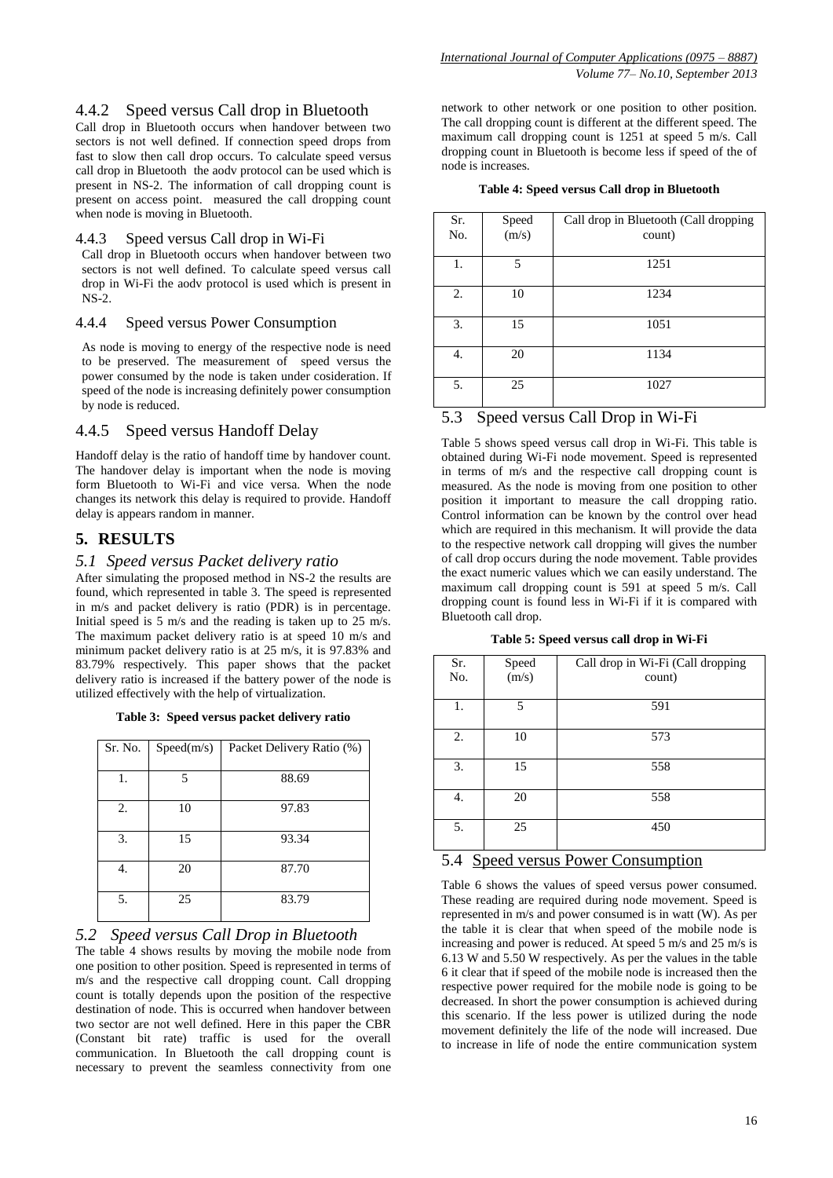### 4.4.2 Speed versus Call drop in Bluetooth

Call drop in Bluetooth occurs when handover between two sectors is not well defined. If connection speed drops from fast to slow then call drop occurs. To calculate speed versus call drop in Bluetooth the aodv protocol can be used which is present in NS-2. The information of call dropping count is present on access point. measured the call dropping count when node is moving in Bluetooth.

### 4.4.3 Speed versus Call drop in Wi-Fi

Call drop in Bluetooth occurs when handover between two sectors is not well defined. To calculate speed versus call drop in Wi-Fi the aodv protocol is used which is present in NS-2.

### 4.4.4 Speed versus Power Consumption

As node is moving to energy of the respective node is need to be preserved. The measurement of speed versus the power consumed by the node is taken under cosideration. If speed of the node is increasing definitely power consumption by node is reduced.

### 4.4.5 Speed versus Handoff Delay

Handoff delay is the ratio of handoff time by handover count. The handover delay is important when the node is moving form Bluetooth to Wi-Fi and vice versa. When the node changes its network this delay is required to provide. Handoff delay is appears random in manner.

## 5. RESULTS

### *5.1 Speed versus Packet delivery ratio*

After simulating the proposed method in NS-2 the results are found, which represented in table 3. The speed is represented in m/s and packet delivery is ratio (PDR) is in percentage. Initial speed is 5 m/s and the reading is taken up to 25 m/s. The maximum packet delivery ratio is at speed 10 m/s and minimum packet delivery ratio is at 25 m/s, it is 97.83% and 83.79% respectively. This paper shows that the packet delivery ratio is increased if the battery power of the node is utilized effectively with the help of virtualization.

**Table 3: Speed versus packet delivery ratio**

| Sr. No. | Speed(m/s) | Packet Delivery Ratio (%) |
|---|---|---|
| 1. | 5 | 88.69 |
| 2. | 10 | 97.83 |
| 3. | 15 | 93.34 |
| 4. | 20 | 87.70 |
| 5. | 25 | 83.79 |

### *5.2 Speed versus Call Drop in Bluetooth*

The table 4 shows results by moving the mobile node from one position to other position. Speed is represented in terms of m/s and the respective call dropping count. Call dropping count is totally depends upon the position of the respective destination of node. This is occurred when handover between two sector are not well defined. Here in this paper the CBR (Constant bit rate) traffic is used for the overall communication. In Bluetooth the call dropping count is necessary to prevent the seamless connectivity from one network to other network or one position to other position. The call dropping count is different at the different speed. The maximum call dropping count is 1251 at speed 5 m/s. Call dropping count in Bluetooth is become less if speed of the of node is increases.

**Table 4: Speed versus Call drop in Bluetooth**

| Sr. No. | Speed (m/s) | Call drop in Bluetooth (Call dropping count) |
|---|---|---|
| 1. | 5 | 1251 |
| 2. | 10 | 1234 |
| 3. | 15 | 1051 |
| 4. | 20 | 1134 |
| 5. | 25 | 1027 |

### 5.3 Speed versus Call Drop in Wi-Fi

Table 5 shows speed versus call drop in Wi-Fi. This table is obtained during Wi-Fi node movement. Speed is represented in terms of m/s and the respective call dropping count is measured. As the node is moving from one position to other position it important to measure the call dropping ratio. Control information can be known by the control over head which are required in this mechanism. It will provide the data to the respective network call dropping will gives the number of call drop occurs during the node movement. Table provides the exact numeric values which we can easily understand. The maximum call dropping count is 591 at speed 5 m/s. Call dropping count is found less in Wi-Fi if it is compared with Bluetooth call drop.

**Table 5: Speed versus call drop in Wi-Fi**

| Sr. No. | Speed (m/s) | Call drop in Wi-Fi (Call dropping count) |
|---|---|---|
| 1. | 5 | 591 |
| 2. | 10 | 573 |
| 3. | 15 | 558 |
| 4. | 20 | 558 |
| 5. | 25 | 450 |

### 5.4 Speed versus Power Consumption

Table 6 shows the values of speed versus power consumed. These reading are required during node movement. Speed is represented in m/s and power consumed is in watt (W). As per the table it is clear that when speed of the mobile node is increasing and power is reduced. At speed 5 m/s and 25 m/s is 6.13 W and 5.50 W respectively. As per the values in the table 6 it clear that if speed of the mobile node is increased then the respective power required for the mobile node is going to be decreased. In short the power consumption is achieved during this scenario. If the less power is utilized during the node movement definitely the life of the node will increased. Due to increase in life of node the entire communication system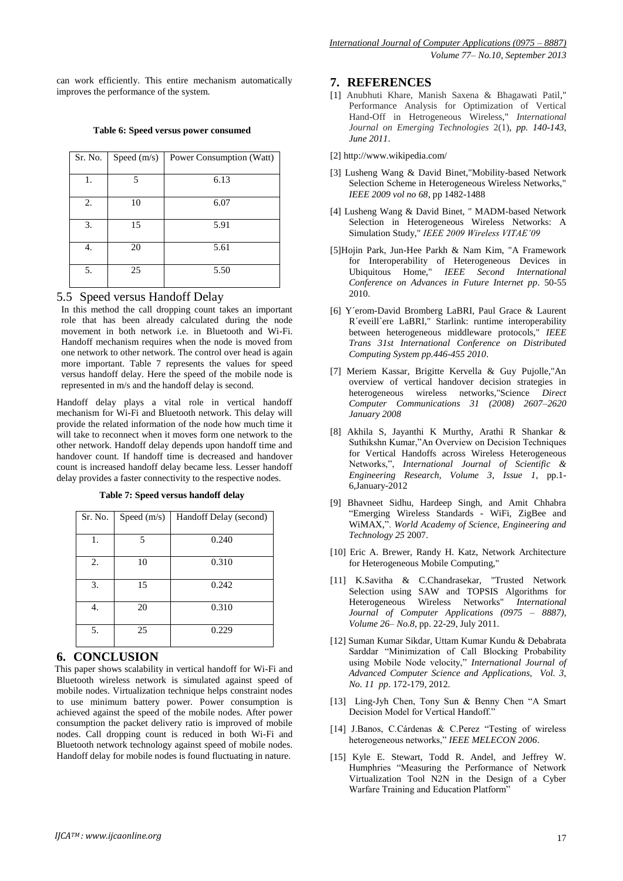can work efficiently. This entire mechanism automatically improves the performance of the system.

**Table 6: Speed versus power consumed**

| Sr. No. | Speed (m/s) | Power Consumption (Watt) |
|---|---|---|
| 1. | 5 | 6.13 |
| 2. | 10 | 6.07 |
| 3. | 15 | 5.91 |
| 4. | 20 | 5.61 |
| 5. | 25 | 5.50 |

### 5.5 Speed versus Handoff Delay

In this method the call dropping count takes an important role that has been already calculated during the node movement in both network i.e. in Bluetooth and Wi-Fi. Handoff mechanism requires when the node is moved from one network to other network. The control over head is again more important. Table 7 represents the values for speed versus handoff delay. Here the speed of the mobile node is represented in m/s and the handoff delay is second.

Handoff delay plays a vital role in vertical handoff mechanism for Wi-Fi and Bluetooth network. This delay will provide the related information of the node how much time it will take to reconnect when it moves form one network to the other network. Handoff delay depends upon handoff time and handover count. If handoff time is decreased and handover count is increased handoff delay became less. Lesser handoff delay provides a faster connectivity to the respective nodes.

**Table 7: Speed versus handoff delay**

| Sr. No. | Speed (m/s) | Handoff Delay (second) |
|---|---|---|
| 1. | 5 | 0.240 |
| 2. | 10 | 0.310 |
| 3. | 15 | 0.242 |
| 4. | 20 | 0.310 |
| 5. | 25 | 0.229 |

## 6. CONCLUSION

This paper shows scalability in vertical handoff for Wi-Fi and Bluetooth wireless network is simulated against speed of mobile nodes. Virtualization technique helps constraint nodes to use minimum battery power. Power consumption is achieved against the speed of the mobile nodes. After power consumption the packet delivery ratio is improved of mobile nodes. Call dropping count is reduced in both Wi-Fi and Bluetooth network technology against speed of mobile nodes. Handoff delay for mobile nodes is found fluctuating in nature.

## 7. REFERENCES

[1] Anubhuti Khare, Manish Saxena & Bhagawati Patil," Performance Analysis for Optimization of Vertical Hand-Off in Hetrogeneous Wireless," *International Journal on Emerging Technologies* 2(1), *pp. 140-143, June 2011*.

[2] http://www.wikipedia.com/

[3] Lusheng Wang & David Binet,"Mobility-based Network Selection Scheme in Heterogeneous Wireless Networks," *IEEE 2009 vol no 68*, pp 1482-1488

[4] Lusheng Wang & David Binet, " MADM-based Network Selection in Heterogeneous Wireless Networks: A Simulation Study," *IEEE 2009 Wireless VITAE'09*

[5]Hojin Park, Jun-Hee Parkh & Nam Kim, "A Framework for Interoperability of Heterogeneous Devices in Ubiquitous Home," *IEEE Second International Conference on Advances in Future Internet pp*. 50-55 2010.

[6] Y´erom-David Bromberg LaBRI, Paul Grace & Laurent R´eveill`ere LaBRI," Starlink: runtime interoperability between heterogeneous middleware protocols," *IEEE Trans 31st International Conference on Distributed Computing System pp.446-455 2010*.

[7] Meriem Kassar, Brigitte Kervella & Guy Pujolle,"An overview of vertical handover decision strategies in heterogeneous wireless networks,"Science *Direct Computer Communications 31 (2008) 2607–2620 January 2008*

[8] Akhila S, Jayanthi K Murthy, Arathi R Shankar & Suthikshn Kumar,"An Overview on Decision Techniques for Vertical Handoffs across Wireless Heterogeneous Networks,", *International Journal of Scientific & Engineering Research, Volume 3, Issue 1*, pp.1-6,January-2012

[9] Bhavneet Sidhu, Hardeep Singh, and Amit Chhabra "Emerging Wireless Standards - WiFi, ZigBee and WiMAX,". *World Academy of Science, Engineering and Technology 25* 2007.

[10] Eric A. Brewer, Randy H. Katz, Network Architecture for Heterogeneous Mobile Computing,"

[11] K.Savitha & C.Chandrasekar, "Trusted Network Selection using SAW and TOPSIS Algorithms for Heterogeneous Wireless Networks" *International Journal of Computer Applications (0975 – 8887), Volume 26– No.8*, pp. 22-29, July 2011.

[12] Suman Kumar Sikdar, Uttam Kumar Kundu & Debabrata Sarddar "Minimization of Call Blocking Probability using Mobile Node velocity," *International Journal of Advanced Computer Science and Applications, Vol. 3, No. 11 pp*. 172-179, 2012.

[13] Ling-Jyh Chen, Tony Sun & Benny Chen "A Smart Decision Model for Vertical Handoff."

[14] J.Banos, C.Cárdenas & C.Perez "Testing of wireless heterogeneous networks," *IEEE MELECON 2006*.

[15] Kyle E. Stewart, Todd R. Andel, and Jeffrey W. Humphries "Measuring the Performance of Network Virtualization Tool N2N in the Design of a Cyber Warfare Training and Education Platform"